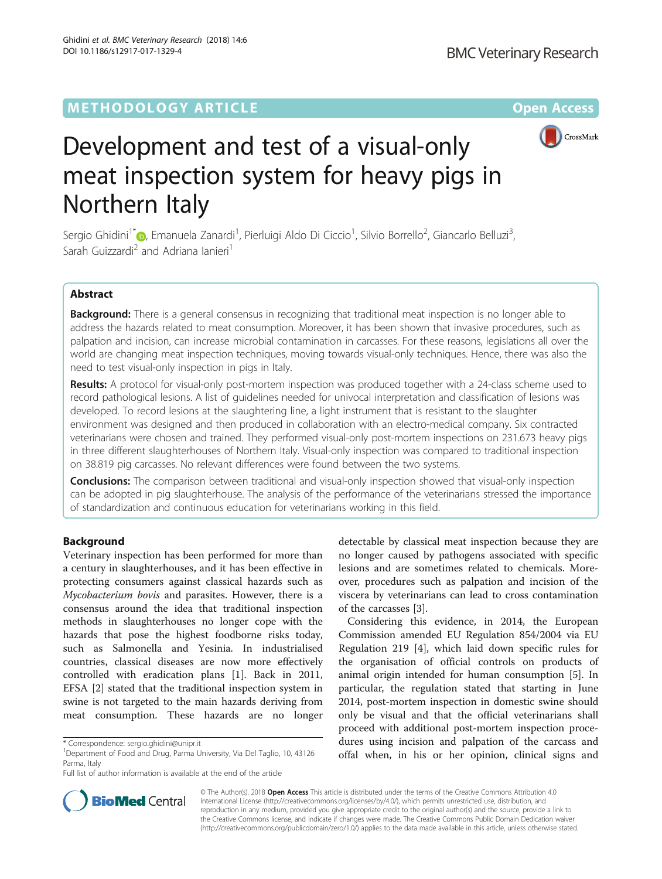METHODOLOGY ARTICLE | Open Access

# Development and test of a visual-only meat inspection system for heavy pigs in Northern Italy

Sergio Ghidini[1*], Emanuela Zanardi[1], Pierluigi Aldo Di Ciccio[1], Silvio Borrello[2], Giancarlo Belluzi[3], Sarah Guizzardi[2] and Adriana Ianieri[1]

## Abstract

**Background:** There is a general consensus in recognizing that traditional meat inspection is no longer able to address the hazards related to meat consumption. Moreover, it has been shown that invasive procedures, such as palpation and incision, can increase microbial contamination in carcasses. For these reasons, legislations all over the world are changing meat inspection techniques, moving towards visual-only techniques. Hence, there was also the need to test visual-only inspection in pigs in Italy.

**Results:** A protocol for visual-only post-mortem inspection was produced together with a 24-class scheme used to record pathological lesions. A list of guidelines needed for univocal interpretation and classification of lesions was developed. To record lesions at the slaughtering line, a light instrument that is resistant to the slaughter environment was designed and then produced in collaboration with an electro-medical company. Six contracted veterinarians were chosen and trained. They performed visual-only post-mortem inspections on 231.673 heavy pigs in three different slaughterhouses of Northern Italy. Visual-only inspection was compared to traditional inspection on 38.819 pig carcasses. No relevant differences were found between the two systems.

**Conclusions:** The comparison between traditional and visual-only inspection showed that visual-only inspection can be adopted in pig slaughterhouse. The analysis of the performance of the veterinarians stressed the importance of standardization and continuous education for veterinarians working in this field.

## Background

Veterinary inspection has been performed for more than a century in slaughterhouses, and it has been effective in protecting consumers against classical hazards such as *Mycobacterium bovis* and parasites. However, there is a consensus around the idea that traditional inspection methods in slaughterhouses no longer cope with the hazards that pose the highest foodborne risks today, such as Salmonella and Yesinia. In industrialised countries, classical diseases are now more effectively controlled with eradication plans [1]. Back in 2011, EFSA [2] stated that the traditional inspection system in swine is not targeted to the main hazards deriving from meat consumption. These hazards are no longer detectable by classical meat inspection because they are no longer caused by pathogens associated with specific lesions and are sometimes related to chemicals. Moreover, procedures such as palpation and incision of the viscera by veterinarians can lead to cross contamination of the carcasses [3].

Considering this evidence, in 2014, the European Commission amended EU Regulation 854/2004 via EU Regulation 219 [4], which laid down specific rules for the organisation of official controls on products of animal origin intended for human consumption [5]. In particular, the regulation stated that starting in June 2014, post-mortem inspection in domestic swine should only be visual and that the official veterinarians shall proceed with additional post-mortem inspection procedures using incision and palpation of the carcass and offal when, in his or her opinion, clinical signs and

\* Correspondence: sergio.ghidini@unipr.it
[1]Department of Food and Drug, Parma University, Via Del Taglio, 10, 43126 Parma, Italy
Full list of author information is available at the end of the article

© The Author(s). 2018 **Open Access** This article is distributed under the terms of the Creative Commons Attribution 4.0 International License (http://creativecommons.org/licenses/by/4.0/), which permits unrestricted use, distribution, and reproduction in any medium, provided you give appropriate credit to the original author(s) and the source, provide a link to the Creative Commons license, and indicate if changes were made. The Creative Commons Public Domain Dedication waiver (http://creativecommons.org/publicdomain/zero/1.0/) applies to the data made available in this article, unless otherwise stated.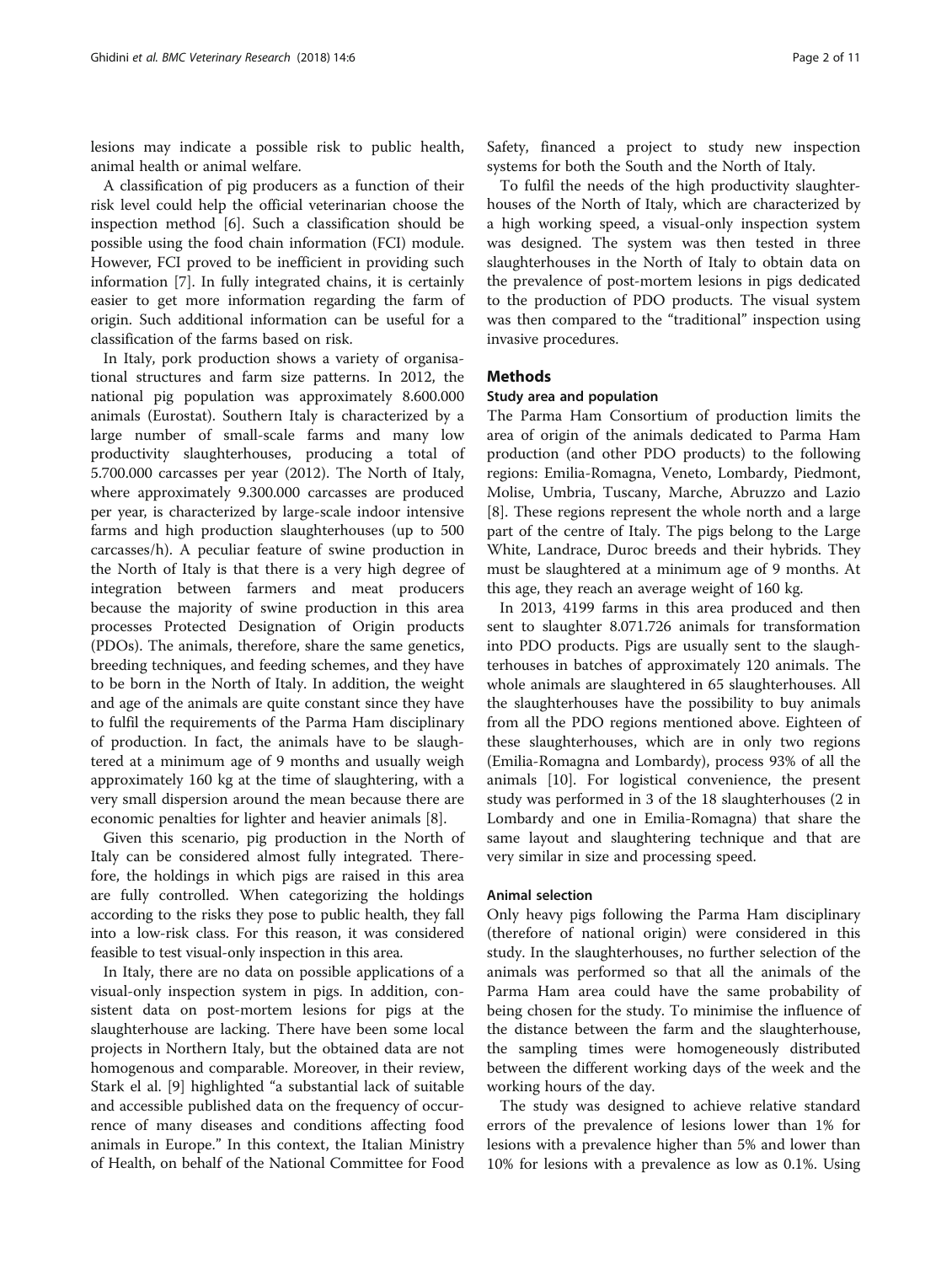lesions may indicate a possible risk to public health, animal health or animal welfare.

A classification of pig producers as a function of their risk level could help the official veterinarian choose the inspection method [6]. Such a classification should be possible using the food chain information (FCI) module. However, FCI proved to be inefficient in providing such information [7]. In fully integrated chains, it is certainly easier to get more information regarding the farm of origin. Such additional information can be useful for a classification of the farms based on risk.

In Italy, pork production shows a variety of organisational structures and farm size patterns. In 2012, the national pig population was approximately 8.600.000 animals (Eurostat). Southern Italy is characterized by a large number of small-scale farms and many low productivity slaughterhouses, producing a total of 5.700.000 carcasses per year (2012). The North of Italy, where approximately 9.300.000 carcasses are produced per year, is characterized by large-scale indoor intensive farms and high production slaughterhouses (up to 500 carcasses/h). A peculiar feature of swine production in the North of Italy is that there is a very high degree of integration between farmers and meat producers because the majority of swine production in this area processes Protected Designation of Origin products (PDOs). The animals, therefore, share the same genetics, breeding techniques, and feeding schemes, and they have to be born in the North of Italy. In addition, the weight and age of the animals are quite constant since they have to fulfil the requirements of the Parma Ham disciplinary of production. In fact, the animals have to be slaughtered at a minimum age of 9 months and usually weigh approximately 160 kg at the time of slaughtering, with a very small dispersion around the mean because there are economic penalties for lighter and heavier animals [8].

Given this scenario, pig production in the North of Italy can be considered almost fully integrated. Therefore, the holdings in which pigs are raised in this area are fully controlled. When categorizing the holdings according to the risks they pose to public health, they fall into a low-risk class. For this reason, it was considered feasible to test visual-only inspection in this area.

In Italy, there are no data on possible applications of a visual-only inspection system in pigs. In addition, consistent data on post-mortem lesions for pigs at the slaughterhouse are lacking. There have been some local projects in Northern Italy, but the obtained data are not homogenous and comparable. Moreover, in their review, Stark el al. [9] highlighted "a substantial lack of suitable and accessible published data on the frequency of occurrence of many diseases and conditions affecting food animals in Europe." In this context, the Italian Ministry of Health, on behalf of the National Committee for Food Safety, financed a project to study new inspection systems for both the South and the North of Italy.

To fulfil the needs of the high productivity slaughterhouses of the North of Italy, which are characterized by a high working speed, a visual-only inspection system was designed. The system was then tested in three slaughterhouses in the North of Italy to obtain data on the prevalence of post-mortem lesions in pigs dedicated to the production of PDO products. The visual system was then compared to the "traditional" inspection using invasive procedures.

## Methods

### Study area and population

The Parma Ham Consortium of production limits the area of origin of the animals dedicated to Parma Ham production (and other PDO products) to the following regions: Emilia-Romagna, Veneto, Lombardy, Piedmont, Molise, Umbria, Tuscany, Marche, Abruzzo and Lazio [8]. These regions represent the whole north and a large part of the centre of Italy. The pigs belong to the Large White, Landrace, Duroc breeds and their hybrids. They must be slaughtered at a minimum age of 9 months. At this age, they reach an average weight of 160 kg.

In 2013, 4199 farms in this area produced and then sent to slaughter 8.071.726 animals for transformation into PDO products. Pigs are usually sent to the slaughterhouses in batches of approximately 120 animals. The whole animals are slaughtered in 65 slaughterhouses. All the slaughterhouses have the possibility to buy animals from all the PDO regions mentioned above. Eighteen of these slaughterhouses, which are in only two regions (Emilia-Romagna and Lombardy), process 93% of all the animals [10]. For logistical convenience, the present study was performed in 3 of the 18 slaughterhouses (2 in Lombardy and one in Emilia-Romagna) that share the same layout and slaughtering technique and that are very similar in size and processing speed.

### Animal selection

Only heavy pigs following the Parma Ham disciplinary (therefore of national origin) were considered in this study. In the slaughterhouses, no further selection of the animals was performed so that all the animals of the Parma Ham area could have the same probability of being chosen for the study. To minimise the influence of the distance between the farm and the slaughterhouse, the sampling times were homogeneously distributed between the different working days of the week and the working hours of the day.

The study was designed to achieve relative standard errors of the prevalence of lesions lower than 1% for lesions with a prevalence higher than 5% and lower than 10% for lesions with a prevalence as low as 0.1%. Using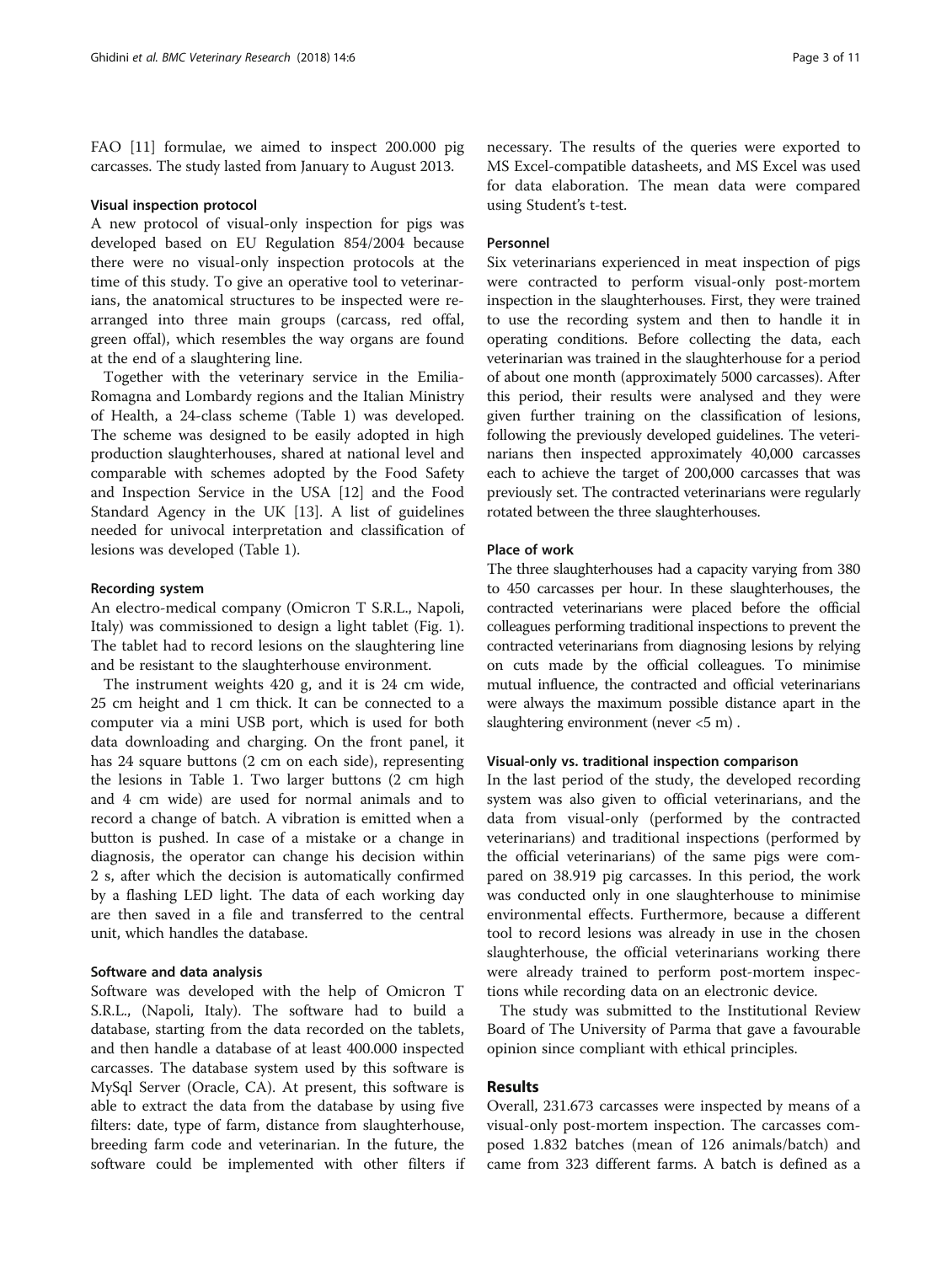FAO [11] formulae, we aimed to inspect 200.000 pig carcasses. The study lasted from January to August 2013.

### Visual inspection protocol

A new protocol of visual-only inspection for pigs was developed based on EU Regulation 854/2004 because there were no visual-only inspection protocols at the time of this study. To give an operative tool to veterinarians, the anatomical structures to be inspected were rearranged into three main groups (carcass, red offal, green offal), which resembles the way organs are found at the end of a slaughtering line.

Together with the veterinary service in the Emilia-Romagna and Lombardy regions and the Italian Ministry of Health, a 24-class scheme (Table 1) was developed. The scheme was designed to be easily adopted in high production slaughterhouses, shared at national level and comparable with schemes adopted by the Food Safety and Inspection Service in the USA [12] and the Food Standard Agency in the UK [13]. A list of guidelines needed for univocal interpretation and classification of lesions was developed (Table 1).

### Recording system

An electro-medical company (Omicron T S.R.L., Napoli, Italy) was commissioned to design a light tablet (Fig. 1). The tablet had to record lesions on the slaughtering line and be resistant to the slaughterhouse environment.

The instrument weights 420 g, and it is 24 cm wide, 25 cm height and 1 cm thick. It can be connected to a computer via a mini USB port, which is used for both data downloading and charging. On the front panel, it has 24 square buttons (2 cm on each side), representing the lesions in Table 1. Two larger buttons (2 cm high and 4 cm wide) are used for normal animals and to record a change of batch. A vibration is emitted when a button is pushed. In case of a mistake or a change in diagnosis, the operator can change his decision within 2 s, after which the decision is automatically confirmed by a flashing LED light. The data of each working day are then saved in a file and transferred to the central unit, which handles the database.

### Software and data analysis

Software was developed with the help of Omicron T S.R.L., (Napoli, Italy). The software had to build a database, starting from the data recorded on the tablets, and then handle a database of at least 400.000 inspected carcasses. The database system used by this software is MySql Server (Oracle, CA). At present, this software is able to extract the data from the database by using five filters: date, type of farm, distance from slaughterhouse, breeding farm code and veterinarian. In the future, the software could be implemented with other filters if necessary. The results of the queries were exported to MS Excel-compatible datasheets, and MS Excel was used for data elaboration. The mean data were compared using Student's t-test.

### Personnel

Six veterinarians experienced in meat inspection of pigs were contracted to perform visual-only post-mortem inspection in the slaughterhouses. First, they were trained to use the recording system and then to handle it in operating conditions. Before collecting the data, each veterinarian was trained in the slaughterhouse for a period of about one month (approximately 5000 carcasses). After this period, their results were analysed and they were given further training on the classification of lesions, following the previously developed guidelines. The veterinarians then inspected approximately 40,000 carcasses each to achieve the target of 200,000 carcasses that was previously set. The contracted veterinarians were regularly rotated between the three slaughterhouses.

### Place of work

The three slaughterhouses had a capacity varying from 380 to 450 carcasses per hour. In these slaughterhouses, the contracted veterinarians were placed before the official colleagues performing traditional inspections to prevent the contracted veterinarians from diagnosing lesions by relying on cuts made by the official colleagues. To minimise mutual influence, the contracted and official veterinarians were always the maximum possible distance apart in the slaughtering environment (never <5 m) .

### Visual-only vs. traditional inspection comparison

In the last period of the study, the developed recording system was also given to official veterinarians, and the data from visual-only (performed by the contracted veterinarians) and traditional inspections (performed by the official veterinarians) of the same pigs were compared on 38.919 pig carcasses. In this period, the work was conducted only in one slaughterhouse to minimise environmental effects. Furthermore, because a different tool to record lesions was already in use in the chosen slaughterhouse, the official veterinarians working there were already trained to perform post-mortem inspections while recording data on an electronic device.

The study was submitted to the Institutional Review Board of The University of Parma that gave a favourable opinion since compliant with ethical principles.

## Results

Overall, 231.673 carcasses were inspected by means of a visual-only post-mortem inspection. The carcasses composed 1.832 batches (mean of 126 animals/batch) and came from 323 different farms. A batch is defined as a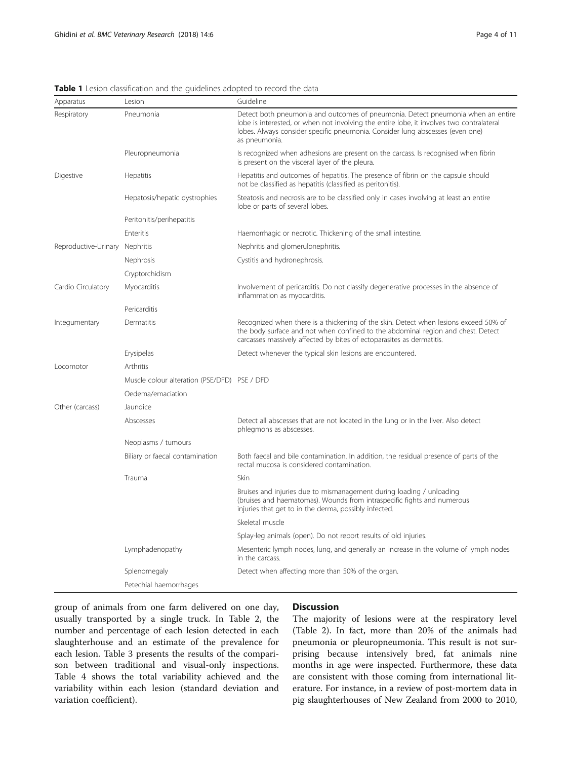**Table 1** Lesion classification and the guidelines adopted to record the data

| Apparatus | Lesion | Guideline |
|---|---|---|
| Respiratory | Pneumonia | Detect both pneumonia and outcomes of pneumonia. Detect pneumonia when an entire lobe is interested, or when not involving the entire lobe, it involves two contralateral lobes. Always consider specific pneumonia. Consider lung abscesses (even one) as pneumonia. |
| | Pleuropneumonia | Is recognized when adhesions are present on the carcass. Is recognised when fibrin is present on the visceral layer of the pleura. |
| Digestive | Hepatitis | Hepatitis and outcomes of hepatitis. The presence of fibrin on the capsule should not be classified as hepatitis (classified as peritonitis). |
| | Hepatosis/hepatic dystrophies | Steatosis and necrosis are to be classified only in cases involving at least an entire lobe or parts of several lobes. |
| | Peritonitis/perihepatitis | |
| | Enteritis | Haemorrhagic or necrotic. Thickening of the small intestine. |
| Reproductive-Urinary | Nephritis | Nephritis and glomerulonephritis. |
| | Nephrosis | Cystitis and hydronephrosis. |
| | Cryptorchidism | |
| Cardio Circulatory | Myocarditis | Involvement of pericarditis. Do not classify degenerative processes in the absence of inflammation as myocarditis. |
| | Pericarditis | |
| Integumentary | Dermatitis | Recognized when there is a thickening of the skin. Detect when lesions exceed 50% of the body surface and not when confined to the abdominal region and chest. Detect carcasses massively affected by bites of ectoparasites as dermatitis. |
| | Erysipelas | Detect whenever the typical skin lesions are encountered. |
| Locomotor | Arthritis | |
| | Muscle colour alteration (PSE/DFD) | PSE / DFD |
| | Oedema/emaciation | |
| Other (carcass) | Jaundice | |
| | Abscesses | Detect all abscesses that are not located in the lung or in the liver. Also detect phlegmons as abscesses. |
| | Neoplasms / tumours | |
| | Biliary or faecal contamination | Both faecal and bile contamination. In addition, the residual presence of parts of the rectal mucosa is considered contamination. |
| | Trauma | Skin |
| | | Bruises and injuries due to mismanagement during loading / unloading (bruises and haematomas). Wounds from intraspecific fights and numerous injuries that get to in the derma, possibly infected. |
| | | Skeletal muscle |
| | | Splay-leg animals (open). Do not report results of old injuries. |
| | Lymphadenopathy | Mesenteric lymph nodes, lung, and generally an increase in the volume of lymph nodes in the carcass. |
| | Splenomegaly | Detect when affecting more than 50% of the organ. |
| | Petechial haemorrhages | |

group of animals from one farm delivered on one day, usually transported by a single truck. In Table 2, the number and percentage of each lesion detected in each slaughterhouse and an estimate of the prevalence for each lesion. Table 3 presents the results of the comparison between traditional and visual-only inspections. Table 4 shows the total variability achieved and the variability within each lesion (standard deviation and variation coefficient).

## Discussion

The majority of lesions were at the respiratory level (Table 2). In fact, more than 20% of the animals had pneumonia or pleuropneumonia. This result is not surprising because intensively bred, fat animals nine months in age were inspected. Furthermore, these data are consistent with those coming from international literature. For instance, in a review of post-mortem data in pig slaughterhouses of New Zealand from 2000 to 2010,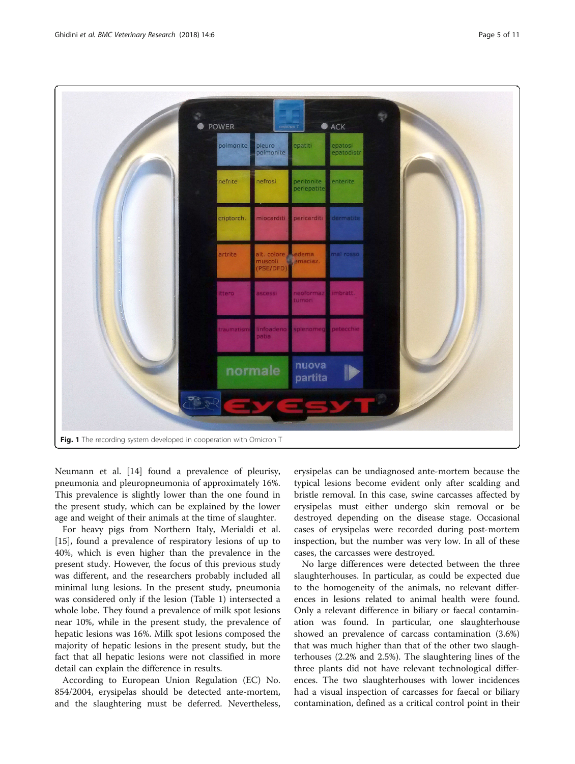Fig. 1 The recording system developed in cooperation with Omicron T

Neumann et al. [14] found a prevalence of pleurisy, pneumonia and pleuropneumonia of approximately 16%. This prevalence is slightly lower than the one found in the present study, which can be explained by the lower age and weight of their animals at the time of slaughter.

For heavy pigs from Northern Italy, Merialdi et al. [15], found a prevalence of respiratory lesions of up to 40%, which is even higher than the prevalence in the present study. However, the focus of this previous study was different, and the researchers probably included all minimal lung lesions. In the present study, pneumonia was considered only if the lesion (Table 1) intersected a whole lobe. They found a prevalence of milk spot lesions near 10%, while in the present study, the prevalence of hepatic lesions was 16%. Milk spot lesions composed the majority of hepatic lesions in the present study, but the fact that all hepatic lesions were not classified in more detail can explain the difference in results.

According to European Union Regulation (EC) No. 854/2004, erysipelas should be detected ante-mortem, and the slaughtering must be deferred. Nevertheless, erysipelas can be undiagnosed ante-mortem because the typical lesions become evident only after scalding and bristle removal. In this case, swine carcasses affected by erysipelas must either undergo skin removal or be destroyed depending on the disease stage. Occasional cases of erysipelas were recorded during post-mortem inspection, but the number was very low. In all of these cases, the carcasses were destroyed.

No large differences were detected between the three slaughterhouses. In particular, as could be expected due to the homogeneity of the animals, no relevant differences in lesions related to animal health were found. Only a relevant difference in biliary or faecal contamination was found. In particular, one slaughterhouse showed an prevalence of carcass contamination (3.6%) that was much higher than that of the other two slaughterhouses (2.2% and 2.5%). The slaughtering lines of the three plants did not have relevant technological differences. The two slaughterhouses with lower incidences had a visual inspection of carcasses for faecal or biliary contamination, defined as a critical control point in their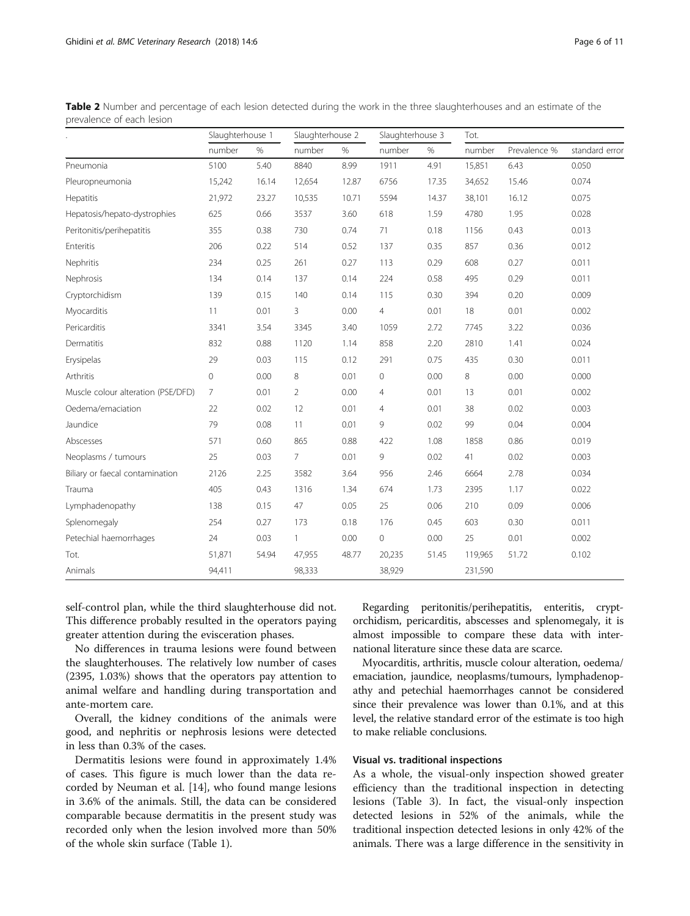**Table 2** Number and percentage of each lesion detected during the work in the three slaughterhouses and an estimate of the prevalence of each lesion

| . | Slaughterhouse 1 | | Slaughterhouse 2 | | Slaughterhouse 3 | | Tot. | | |
|---|---|---|---|---|---|---|---|---|---|
| | number | % | number | % | number | % | number | Prevalence % | standard error |
| Pneumonia | 5100 | 5.40 | 8840 | 8.99 | 1911 | 4.91 | 15,851 | 6.43 | 0.050 |
| Pleuropneumonia | 15,242 | 16.14 | 12,654 | 12.87 | 6756 | 17.35 | 34,652 | 15.46 | 0.074 |
| Hepatitis | 21,972 | 23.27 | 10,535 | 10.71 | 5594 | 14.37 | 38,101 | 16.12 | 0.075 |
| Hepatosis/hepato-dystrophies | 625 | 0.66 | 3537 | 3.60 | 618 | 1.59 | 4780 | 1.95 | 0.028 |
| Peritonitis/perihepatitis | 355 | 0.38 | 730 | 0.74 | 71 | 0.18 | 1156 | 0.43 | 0.013 |
| Enteritis | 206 | 0.22 | 514 | 0.52 | 137 | 0.35 | 857 | 0.36 | 0.012 |
| Nephritis | 234 | 0.25 | 261 | 0.27 | 113 | 0.29 | 608 | 0.27 | 0.011 |
| Nephrosis | 134 | 0.14 | 137 | 0.14 | 224 | 0.58 | 495 | 0.29 | 0.011 |
| Cryptorchidism | 139 | 0.15 | 140 | 0.14 | 115 | 0.30 | 394 | 0.20 | 0.009 |
| Myocarditis | 11 | 0.01 | 3 | 0.00 | 4 | 0.01 | 18 | 0.01 | 0.002 |
| Pericarditis | 3341 | 3.54 | 3345 | 3.40 | 1059 | 2.72 | 7745 | 3.22 | 0.036 |
| Dermatitis | 832 | 0.88 | 1120 | 1.14 | 858 | 2.20 | 2810 | 1.41 | 0.024 |
| Erysipelas | 29 | 0.03 | 115 | 0.12 | 291 | 0.75 | 435 | 0.30 | 0.011 |
| Arthritis | 0 | 0.00 | 8 | 0.01 | 0 | 0.00 | 8 | 0.00 | 0.000 |
| Muscle colour alteration (PSE/DFD) | 7 | 0.01 | 2 | 0.00 | 4 | 0.01 | 13 | 0.01 | 0.002 |
| Oedema/emaciation | 22 | 0.02 | 12 | 0.01 | 4 | 0.01 | 38 | 0.02 | 0.003 |
| Jaundice | 79 | 0.08 | 11 | 0.01 | 9 | 0.02 | 99 | 0.04 | 0.004 |
| Abscesses | 571 | 0.60 | 865 | 0.88 | 422 | 1.08 | 1858 | 0.86 | 0.019 |
| Neoplasms / tumours | 25 | 0.03 | 7 | 0.01 | 9 | 0.02 | 41 | 0.02 | 0.003 |
| Biliary or faecal contamination | 2126 | 2.25 | 3582 | 3.64 | 956 | 2.46 | 6664 | 2.78 | 0.034 |
| Trauma | 405 | 0.43 | 1316 | 1.34 | 674 | 1.73 | 2395 | 1.17 | 0.022 |
| Lymphadenopathy | 138 | 0.15 | 47 | 0.05 | 25 | 0.06 | 210 | 0.09 | 0.006 |
| Splenomegaly | 254 | 0.27 | 173 | 0.18 | 176 | 0.45 | 603 | 0.30 | 0.011 |
| Petechial haemorrhages | 24 | 0.03 | 1 | 0.00 | 0 | 0.00 | 25 | 0.01 | 0.002 |
| Tot. | 51,871 | 54.94 | 47,955 | 48.77 | 20,235 | 51.45 | 119,965 | 51.72 | 0.102 |
| Animals | 94,411 | | 98,333 | | 38,929 | | 231,590 | | |

self-control plan, while the third slaughterhouse did not. This difference probably resulted in the operators paying greater attention during the evisceration phases.

No differences in trauma lesions were found between the slaughterhouses. The relatively low number of cases (2395, 1.03%) shows that the operators pay attention to animal welfare and handling during transportation and ante-mortem care.

Overall, the kidney conditions of the animals were good, and nephritis or nephrosis lesions were detected in less than 0.3% of the cases.

Dermatitis lesions were found in approximately 1.4% of cases. This figure is much lower than the data recorded by Neuman et al. [14], who found mange lesions in 3.6% of the animals. Still, the data can be considered comparable because dermatitis in the present study was recorded only when the lesion involved more than 50% of the whole skin surface (Table 1).

Regarding peritonitis/perihepatitis, enteritis, cryptorchidism, pericarditis, abscesses and splenomegaly, it is almost impossible to compare these data with international literature since these data are scarce.

Myocarditis, arthritis, muscle colour alteration, oedema/emaciation, jaundice, neoplasms/tumours, lymphadenopathy and petechial haemorrhages cannot be considered since their prevalence was lower than 0.1%, and at this level, the relative standard error of the estimate is too high to make reliable conclusions.

### Visual vs. traditional inspections

As a whole, the visual-only inspection showed greater efficiency than the traditional inspection in detecting lesions (Table 3). In fact, the visual-only inspection detected lesions in 52% of the animals, while the traditional inspection detected lesions in only 42% of the animals. There was a large difference in the sensitivity in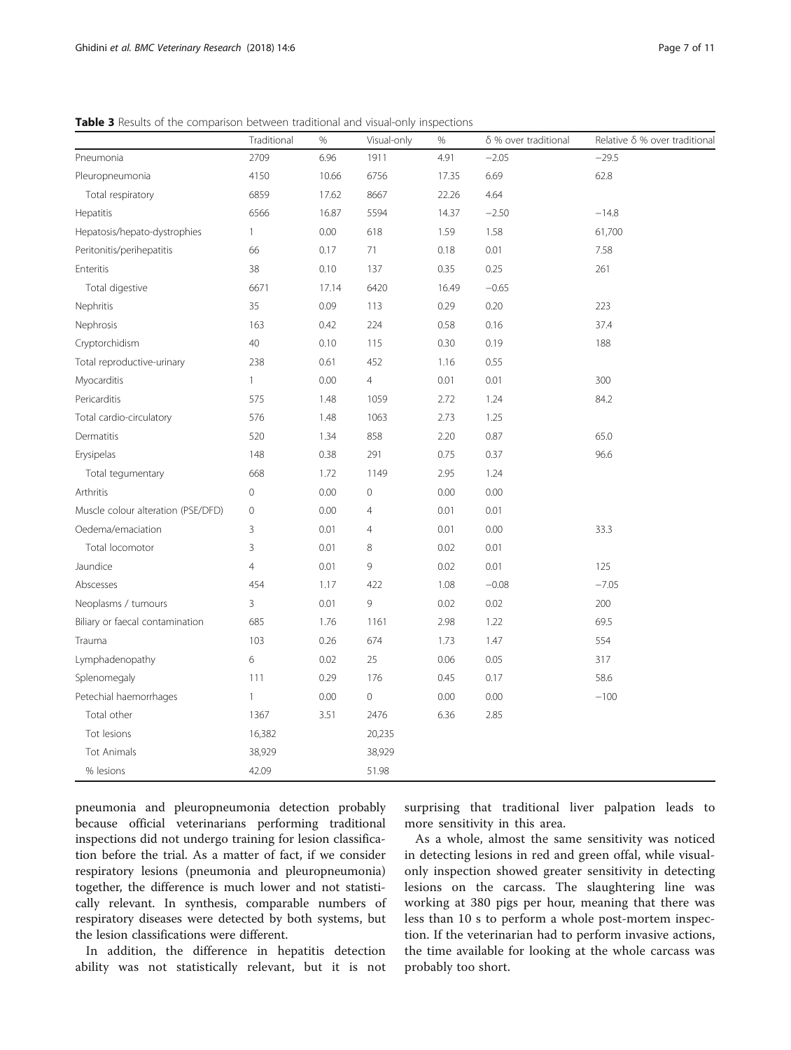**Table 3** Results of the comparison between traditional and visual-only inspections

| | Traditional | % | Visual-only | % | δ % over traditional | Relative δ % over traditional |
|---|---|---|---|---|---|---|
| Pneumonia | 2709 | 6.96 | 1911 | 4.91 | −2.05 | −29.5 |
| Pleuropneumonia | 4150 | 10.66 | 6756 | 17.35 | 6.69 | 62.8 |
| Total respiratory | 6859 | 17.62 | 8667 | 22.26 | 4.64 | |
| Hepatitis | 6566 | 16.87 | 5594 | 14.37 | −2.50 | −14.8 |
| Hepatosis/hepato-dystrophies | 1 | 0.00 | 618 | 1.59 | 1.58 | 61,700 |
| Peritonitis/perihepatitis | 66 | 0.17 | 71 | 0.18 | 0.01 | 7.58 |
| Enteritis | 38 | 0.10 | 137 | 0.35 | 0.25 | 261 |
| Total digestive | 6671 | 17.14 | 6420 | 16.49 | −0.65 | |
| Nephritis | 35 | 0.09 | 113 | 0.29 | 0.20 | 223 |
| Nephrosis | 163 | 0.42 | 224 | 0.58 | 0.16 | 37.4 |
| Cryptorchidism | 40 | 0.10 | 115 | 0.30 | 0.19 | 188 |
| Total reproductive-urinary | 238 | 0.61 | 452 | 1.16 | 0.55 | |
| Myocarditis | 1 | 0.00 | 4 | 0.01 | 0.01 | 300 |
| Pericarditis | 575 | 1.48 | 1059 | 2.72 | 1.24 | 84.2 |
| Total cardio-circulatory | 576 | 1.48 | 1063 | 2.73 | 1.25 | |
| Dermatitis | 520 | 1.34 | 858 | 2.20 | 0.87 | 65.0 |
| Erysipelas | 148 | 0.38 | 291 | 0.75 | 0.37 | 96.6 |
| Total tegumentary | 668 | 1.72 | 1149 | 2.95 | 1.24 | |
| Arthritis | 0 | 0.00 | 0 | 0.00 | 0.00 | |
| Muscle colour alteration (PSE/DFD) | 0 | 0.00 | 4 | 0.01 | 0.01 | |
| Oedema/emaciation | 3 | 0.01 | 4 | 0.01 | 0.00 | 33.3 |
| Total locomotor | 3 | 0.01 | 8 | 0.02 | 0.01 | |
| Jaundice | 4 | 0.01 | 9 | 0.02 | 0.01 | 125 |
| Abscesses | 454 | 1.17 | 422 | 1.08 | −0.08 | −7.05 |
| Neoplasms / tumours | 3 | 0.01 | 9 | 0.02 | 0.02 | 200 |
| Biliary or faecal contamination | 685 | 1.76 | 1161 | 2.98 | 1.22 | 69.5 |
| Trauma | 103 | 0.26 | 674 | 1.73 | 1.47 | 554 |
| Lymphadenopathy | 6 | 0.02 | 25 | 0.06 | 0.05 | 317 |
| Splenomegaly | 111 | 0.29 | 176 | 0.45 | 0.17 | 58.6 |
| Petechial haemorrhages | 1 | 0.00 | 0 | 0.00 | 0.00 | −100 |
| Total other | 1367 | 3.51 | 2476 | 6.36 | 2.85 | |
| Tot lesions | 16,382 | | 20,235 | | | |
| Tot Animals | 38,929 | | 38,929 | | | |
| % lesions | 42.09 | | 51.98 | | | |

pneumonia and pleuropneumonia detection probably because official veterinarians performing traditional inspections did not undergo training for lesion classification before the trial. As a matter of fact, if we consider respiratory lesions (pneumonia and pleuropneumonia) together, the difference is much lower and not statistically relevant. In synthesis, comparable numbers of respiratory diseases were detected by both systems, but the lesion classifications were different.

In addition, the difference in hepatitis detection ability was not statistically relevant, but it is not surprising that traditional liver palpation leads to more sensitivity in this area.

As a whole, almost the same sensitivity was noticed in detecting lesions in red and green offal, while visual-only inspection showed greater sensitivity in detecting lesions on the carcass. The slaughtering line was working at 380 pigs per hour, meaning that there was less than 10 s to perform a whole post-mortem inspection. If the veterinarian had to perform invasive actions, the time available for looking at the whole carcass was probably too short.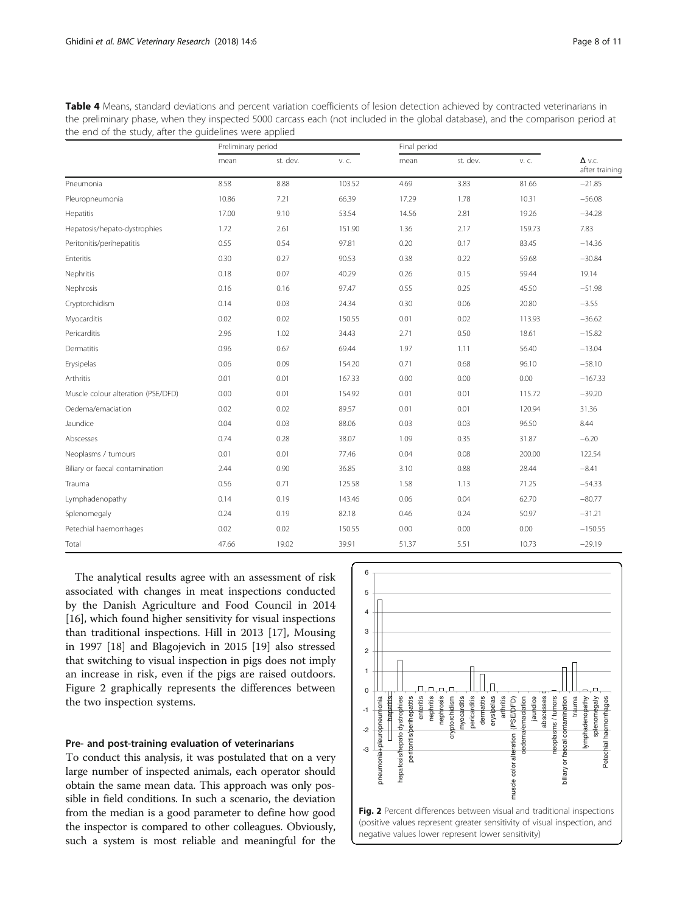**Table 4** Means, standard deviations and percent variation coefficients of lesion detection achieved by contracted veterinarians in the preliminary phase, when they inspected 5000 carcass each (not included in the global database), and the comparison period at the end of the study, after the guidelines were applied

| | Preliminary period | | | Final period | | | |
|---|---|---|---|---|---|---|---|
| | mean | st. dev. | v. c. | mean | st. dev. | v. c. | Δ v.c. after training |
| Pneumonia | 8.58 | 8.88 | 103.52 | 4.69 | 3.83 | 81.66 | −21.85 |
| Pleuropneumonia | 10.86 | 7.21 | 66.39 | 17.29 | 1.78 | 10.31 | −56.08 |
| Hepatitis | 17.00 | 9.10 | 53.54 | 14.56 | 2.81 | 19.26 | −34.28 |
| Hepatosis/hepato-dystrophies | 1.72 | 2.61 | 151.90 | 1.36 | 2.17 | 159.73 | 7.83 |
| Peritonitis/perihepatitis | 0.55 | 0.54 | 97.81 | 0.20 | 0.17 | 83.45 | −14.36 |
| Enteritis | 0.30 | 0.27 | 90.53 | 0.38 | 0.22 | 59.68 | −30.84 |
| Nephritis | 0.18 | 0.07 | 40.29 | 0.26 | 0.15 | 59.44 | 19.14 |
| Nephrosis | 0.16 | 0.16 | 97.47 | 0.55 | 0.25 | 45.50 | −51.98 |
| Cryptorchidism | 0.14 | 0.03 | 24.34 | 0.30 | 0.06 | 20.80 | −3.55 |
| Myocarditis | 0.02 | 0.02 | 150.55 | 0.01 | 0.02 | 113.93 | −36.62 |
| Pericarditis | 2.96 | 1.02 | 34.43 | 2.71 | 0.50 | 18.61 | −15.82 |
| Dermatitis | 0.96 | 0.67 | 69.44 | 1.97 | 1.11 | 56.40 | −13.04 |
| Erysipelas | 0.06 | 0.09 | 154.20 | 0.71 | 0.68 | 96.10 | −58.10 |
| Arthritis | 0.01 | 0.01 | 167.33 | 0.00 | 0.00 | 0.00 | −167.33 |
| Muscle colour alteration (PSE/DFD) | 0.00 | 0.01 | 154.92 | 0.01 | 0.01 | 115.72 | −39.20 |
| Oedema/emaciation | 0.02 | 0.02 | 89.57 | 0.01 | 0.01 | 120.94 | 31.36 |
| Jaundice | 0.04 | 0.03 | 88.06 | 0.03 | 0.03 | 96.50 | 8.44 |
| Abscesses | 0.74 | 0.28 | 38.07 | 1.09 | 0.35 | 31.87 | −6.20 |
| Neoplasms / tumours | 0.01 | 0.01 | 77.46 | 0.04 | 0.08 | 200.00 | 122.54 |
| Biliary or faecal contamination | 2.44 | 0.90 | 36.85 | 3.10 | 0.88 | 28.44 | −8.41 |
| Trauma | 0.56 | 0.71 | 125.58 | 1.58 | 1.13 | 71.25 | −54.33 |
| Lymphadenopathy | 0.14 | 0.19 | 143.46 | 0.06 | 0.04 | 62.70 | −80.77 |
| Splenomegaly | 0.24 | 0.19 | 82.18 | 0.46 | 0.24 | 50.97 | −31.21 |
| Petechial haemorrhages | 0.02 | 0.02 | 150.55 | 0.00 | 0.00 | 0.00 | −150.55 |
| Total | 47.66 | 19.02 | 39.91 | 51.37 | 5.51 | 10.73 | −29.19 |

The analytical results agree with an assessment of risk associated with changes in meat inspections conducted by the Danish Agriculture and Food Council in 2014 [16], which found higher sensitivity for visual inspections than traditional inspections. Hill in 2013 [17], Mousing in 1997 [18] and Blagojevich in 2015 [19] also stressed that switching to visual inspection in pigs does not imply an increase in risk, even if the pigs are raised outdoors. Figure 2 graphically represents the differences between the two inspection systems.

**Fig. 2** Percent differences between visual and traditional inspections (positive values represent greater sensitivity of visual inspection, and negative values lower represent lower sensitivity)

### Pre- and post-training evaluation of veterinarians

To conduct this analysis, it was postulated that on a very large number of inspected animals, each operator should obtain the same mean data. This approach was only possible in field conditions. In such a scenario, the deviation from the median is a good parameter to define how good the inspector is compared to other colleagues. Obviously, such a system is most reliable and meaningful for the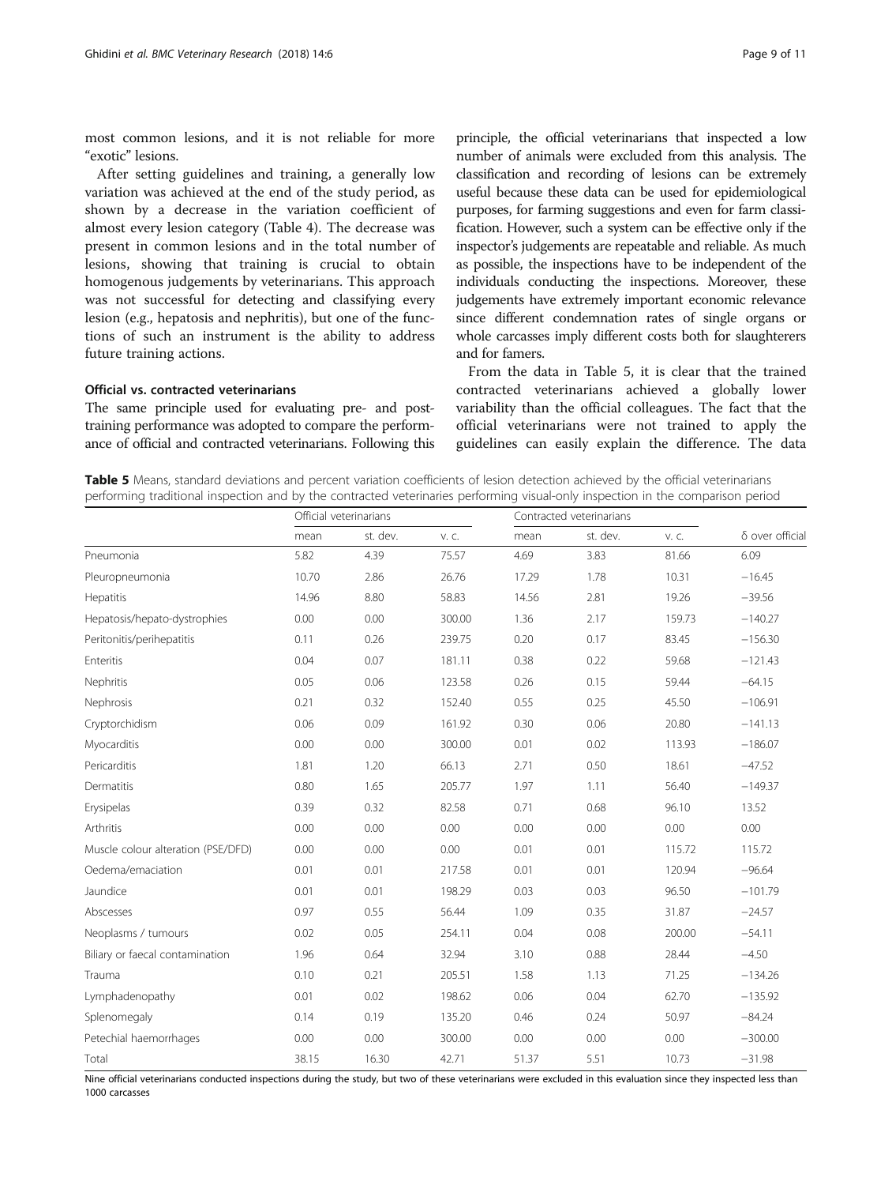most common lesions, and it is not reliable for more "exotic" lesions.

After setting guidelines and training, a generally low variation was achieved at the end of the study period, as shown by a decrease in the variation coefficient of almost every lesion category (Table 4). The decrease was present in common lesions and in the total number of lesions, showing that training is crucial to obtain homogenous judgements by veterinarians. This approach was not successful for detecting and classifying every lesion (e.g., hepatosis and nephritis), but one of the functions of such an instrument is the ability to address future training actions.

### Official vs. contracted veterinarians

The same principle used for evaluating pre- and post-training performance was adopted to compare the performance of official and contracted veterinarians. Following this principle, the official veterinarians that inspected a low number of animals were excluded from this analysis. The classification and recording of lesions can be extremely useful because these data can be used for epidemiological purposes, for farming suggestions and even for farm classification. However, such a system can be effective only if the inspector's judgements are repeatable and reliable. As much as possible, the inspections have to be independent of the individuals conducting the inspections. Moreover, these judgements have extremely important economic relevance since different condemnation rates of single organs or whole carcasses imply different costs both for slaughterers and for famers.

From the data in Table 5, it is clear that the trained contracted veterinarians achieved a globally lower variability than the official colleagues. The fact that the official veterinarians were not trained to apply the guidelines can easily explain the difference. The data

**Table 5** Means, standard deviations and percent variation coefficients of lesion detection achieved by the official veterinarians performing traditional inspection and by the contracted veterinaries performing visual-only inspection in the comparison period

| | Official veterinarians | | | Contracted veterinarians | | | |
|---|---|---|---|---|---|---|---|
| | mean | st. dev. | v. c. | mean | st. dev. | v. c. | δ over official |
| Pneumonia | 5.82 | 4.39 | 75.57 | 4.69 | 3.83 | 81.66 | 6.09 |
| Pleuropneumonia | 10.70 | 2.86 | 26.76 | 17.29 | 1.78 | 10.31 | −16.45 |
| Hepatitis | 14.96 | 8.80 | 58.83 | 14.56 | 2.81 | 19.26 | −39.56 |
| Hepatosis/hepato-dystrophies | 0.00 | 0.00 | 300.00 | 1.36 | 2.17 | 159.73 | −140.27 |
| Peritonitis/perihepatitis | 0.11 | 0.26 | 239.75 | 0.20 | 0.17 | 83.45 | −156.30 |
| Enteritis | 0.04 | 0.07 | 181.11 | 0.38 | 0.22 | 59.68 | −121.43 |
| Nephritis | 0.05 | 0.06 | 123.58 | 0.26 | 0.15 | 59.44 | −64.15 |
| Nephrosis | 0.21 | 0.32 | 152.40 | 0.55 | 0.25 | 45.50 | −106.91 |
| Cryptorchidism | 0.06 | 0.09 | 161.92 | 0.30 | 0.06 | 20.80 | −141.13 |
| Myocarditis | 0.00 | 0.00 | 300.00 | 0.01 | 0.02 | 113.93 | −186.07 |
| Pericarditis | 1.81 | 1.20 | 66.13 | 2.71 | 0.50 | 18.61 | −47.52 |
| Dermatitis | 0.80 | 1.65 | 205.77 | 1.97 | 1.11 | 56.40 | −149.37 |
| Erysipelas | 0.39 | 0.32 | 82.58 | 0.71 | 0.68 | 96.10 | 13.52 |
| Arthritis | 0.00 | 0.00 | 0.00 | 0.00 | 0.00 | 0.00 | 0.00 |
| Muscle colour alteration (PSE/DFD) | 0.00 | 0.00 | 0.00 | 0.01 | 0.01 | 115.72 | 115.72 |
| Oedema/emaciation | 0.01 | 0.01 | 217.58 | 0.01 | 0.01 | 120.94 | −96.64 |
| Jaundice | 0.01 | 0.01 | 198.29 | 0.03 | 0.03 | 96.50 | −101.79 |
| Abscesses | 0.97 | 0.55 | 56.44 | 1.09 | 0.35 | 31.87 | −24.57 |
| Neoplasms / tumours | 0.02 | 0.05 | 254.11 | 0.04 | 0.08 | 200.00 | −54.11 |
| Biliary or faecal contamination | 1.96 | 0.64 | 32.94 | 3.10 | 0.88 | 28.44 | −4.50 |
| Trauma | 0.10 | 0.21 | 205.51 | 1.58 | 1.13 | 71.25 | −134.26 |
| Lymphadenopathy | 0.01 | 0.02 | 198.62 | 0.06 | 0.04 | 62.70 | −135.92 |
| Splenomegaly | 0.14 | 0.19 | 135.20 | 0.46 | 0.24 | 50.97 | −84.24 |
| Petechial haemorrhages | 0.00 | 0.00 | 300.00 | 0.00 | 0.00 | 0.00 | −300.00 |
| Total | 38.15 | 16.30 | 42.71 | 51.37 | 5.51 | 10.73 | −31.98 |

Nine official veterinarians conducted inspections during the study, but two of these veterinarians were excluded in this evaluation since they inspected less than 1000 carcasses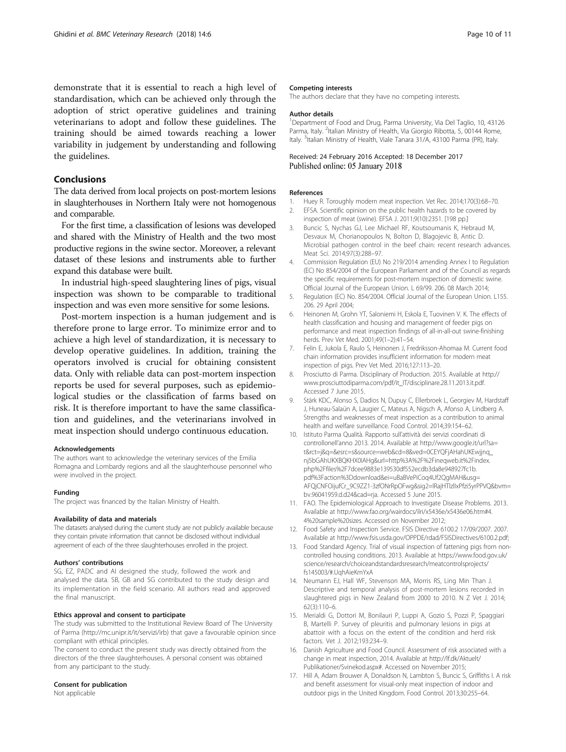demonstrate that it is essential to reach a high level of standardisation, which can be achieved only through the adoption of strict operative guidelines and training veterinarians to adopt and follow these guidelines. The training should be aimed towards reaching a lower variability in judgement by understanding and following the guidelines.

## Conclusions

The data derived from local projects on post-mortem lesions in slaughterhouses in Northern Italy were not homogenous and comparable.

For the first time, a classification of lesions was developed and shared with the Ministry of Health and the two most productive regions in the swine sector. Moreover, a relevant dataset of these lesions and instruments able to further expand this database were built.

In industrial high-speed slaughtering lines of pigs, visual inspection was shown to be comparable to traditional inspection and was even more sensitive for some lesions.

Post-mortem inspection is a human judgement and is therefore prone to large error. To minimize error and to achieve a high level of standardization, it is necessary to develop operative guidelines. In addition, training the operators involved is crucial for obtaining consistent data. Only with reliable data can post-mortem inspection reports be used for several purposes, such as epidemiological studies or the classification of farms based on risk. It is therefore important to have the same classification and guidelines, and the veterinarians involved in meat inspection should undergo continuous education.

#### Acknowledgements

The authors want to acknowledge the veterinary services of the Emilia Romagna and Lombardy regions and all the slaughterhouse personnel who were involved in the project.

#### Funding

The project was financed by the Italian Ministry of Health.

#### Availability of data and materials

The datasets analysed during the current study are not publicly available because they contain private information that cannot be disclosed without individual agreement of each of the three slaughterhouses enrolled in the project.

#### Authors' contributions

SG, EZ, PADC and AI designed the study, followed the work and analysed the data. SB, GB and SG contributed to the study design and its implementation in the field scenario. All authors read and approved the final manuscript.

#### Ethics approval and consent to participate

The study was submitted to the Institutional Review Board of The University of Parma (http://mc.unipr.it/it/servizi/irb) that gave a favourable opinion since compliant with ethical principles.

The consent to conduct the present study was directly obtained from the directors of the three slaughterhouses. A personal consent was obtained from any participant to the study.

#### Consent for publication

Not applicable

#### Competing interests

The authors declare that they have no competing interests.

#### Author details

[1]Department of Food and Drug, Parma University, Via Del Taglio, 10, 43126 Parma, Italy. [2]Italian Ministry of Health, Via Giorgio Ribotta, 5, 00144 Rome, Italy. [3]Italian Ministry of Health, Viale Tanara 31/A, 43100 Parma (PR), Italy.

Received: 24 February 2016 Accepted: 18 December 2017
Published online: 05 January 2018

#### References

1. Huey R. Toroughly modern meat inspection. Vet Rec. 2014;170(3):68–70.
2. EFSA. Scientific opinion on the public health hazards to be covered by inspection of meat (swine). EFSA J. 2011;9(10):2351. [198 pp.]
3. Buncic S, Nychas GJ, Lee Michael RF, Koutsoumanis K, Hebraud M, Desvaux M, Chorianopoulos N, Bolton D, Blagojevic B, Antic D. Microbial pathogen control in the beef chain: recent research advances. Meat Sci. 2014;97(3):288–97.
4. Commission Regulation (EU) No 219/2014 amending Annex I to Regulation (EC) No 854/2004 of the European Parliament and of the Council as regards the specific requirements for post-mortem inspection of domestic swine. Official Journal of the European Union. L 69/99. 206. 08 March 2014;
5. Regulation (EC) No. 854/2004. Official Journal of the European Union. L155. 206. 29 April 2004;
6. Heinonen M, Grohn YT, Saloniemi H, Eskola E, Tuovinen V. K. The effects of health classification and housing and management of feeder pigs on performance and meat inspection findings of all-in-all-out swine-finishing herds. Prev Vet Med. 2001;49(1–2):41–54.
7. Felin E, Jukola E, Raulo S, Heinonen J, Fredriksson-Ahomaa M. Current food chain information provides insufficient information for modern meat inspection of pigs. Prev Vet Med. 2016;127:113–20.
8. Prosciutto di Parma. Disciplinary of Production. 2015. Available at http://www.prosciuttodiparma.com/pdf/it_IT/disciplinare.28.11.2013.it.pdf. Accessed 7 June 2015.
9. Stärk KDC, Alonso S, Dadios N, Dupuy C, Ellerbroek L, Georgiev M, Hardstaff J, Huneau-Salaün A, Laugier C, Mateus A, Nigsch A, Afonso A, Lindberg A. Strengths and weaknesses of meat inspection as a contribution to animal health and welfare surveillance. Food Control. 2014;39:154–62.
10. Istituto Parma Qualità. Rapporto sull'attività dei servizi coordinati di controllonell'anno 2013. 2014. Available at http://www.google.it/url?sa=t&rct=j&q=&esrc=s&source=web&cd=8&ved=0CEYQFjAHahUKEwjjnq_nj5bGAhUKXBQKHX0IAHg&url=http%3A%2F%2Fineqweb.it%2Findex.php%2Ffiles%2F7dcee9883e139530df552ecdb3da8e948927fc1b.pdf%3Faction%3Ddownload&ei=uBaBVePiCoq4Uf2QgMAH&usg=AFQjCNFOijufCr_9C9ZZ1-3zfONrRpOFwg&sig2=lRajHTlzlIxPfzi5yrPPVQ&bvm=bv.96041959.d.d24&cad=rja. Accessed 5 June 2015.
11. FAO. The Epidemiological Approach to Investigate Disease Problems. 2013. Available at http://www.fao.org/wairdocs/ilri/x5436e/x5436e06.htm#4.4%20sample%20sizes. Accessed on November 2012;
12. Food Safety and Inspection Service. FSIS Directive 6100.2 17/09/2007. 2007. Available at http://www.fsis.usda.gov/OPPDE/rdad/FSISDirectives/6100.2.pdf;
13. Food Standard Agency. Trial of visual inspection of fattening pigs from non-controlled housing conditions. 2013. Available at https://www.food.gov.uk/science/research/choiceandstandardsresearch/meatcontrolsprojects/fs145003/#.UqhAieKmYxA
14. Neumann EJ, Hall WF, Stevenson MA, Morris RS, Ling Min Than J. Descriptive and temporal analysis of post-mortem lesions recorded in slaughtered pigs in New Zealand from 2000 to 2010. N Z Vet J. 2014;62(3):110–6.
15. Merialdi G, Dottori M, Bonilauri P, Luppi A, Gozio S, Pozzi P, Spaggiari B, Martelli P. Survey of pleuritis and pulmonary lesions in pigs at abattoir with a focus on the extent of the condition and herd risk factors. Vet J. 2012;193:234–9.
16. Danish Agriculture and Food Council. Assessment of risk associated with a change in meat inspection, 2014. Available at http://lf.dk/Aktuelt/Publikationer/Svinekod.aspx#. Accessed on November 2015;
17. Hill A, Adam Brouwer A, Donaldson N, Lambton S, Buncic S, Griffiths I. A risk and benefit assessment for visual-only meat inspection of indoor and outdoor pigs in the United Kingdom. Food Control. 2013;30:255–64.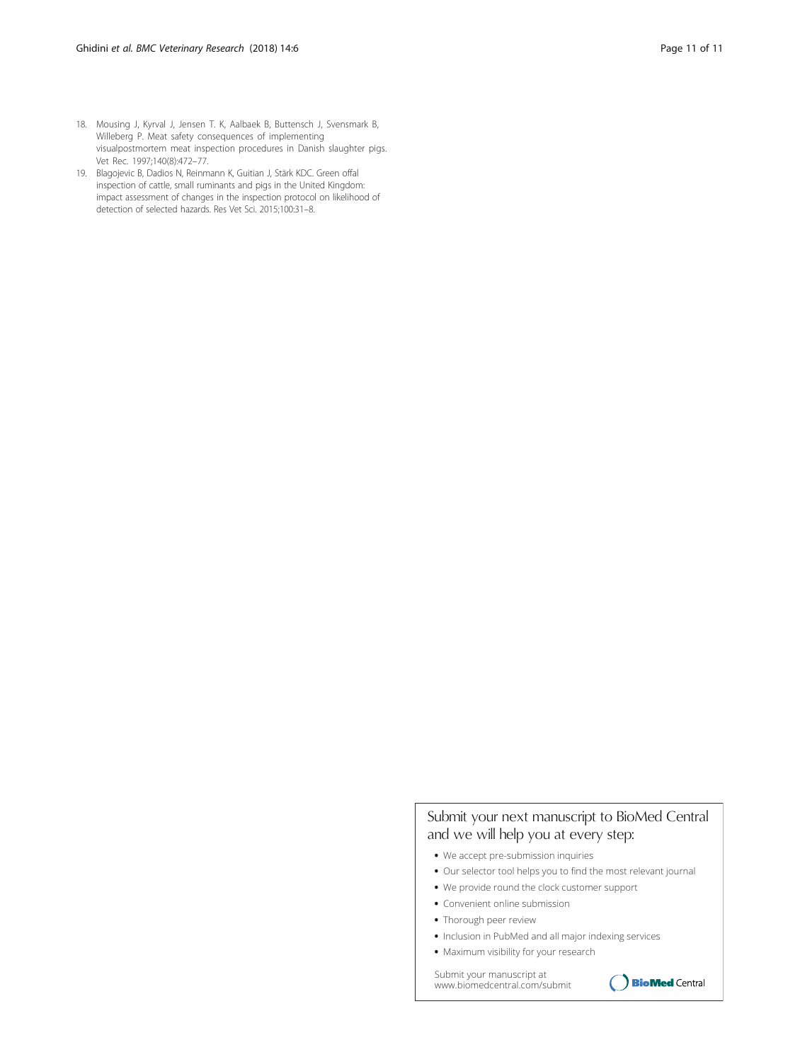18. Mousing J, Kyrval J, Jensen T. K, Aalbaek B, Buttensch J, Svensmark B, Willeberg P. Meat safety consequences of implementing visualpostmortem meat inspection procedures in Danish slaughter pigs. Vet Rec. 1997;140(8):472–77.
19. Blagojevic B, Dadios N, Reinmann K, Guitian J, Stärk KDC. Green offal inspection of cattle, small ruminants and pigs in the United Kingdom: impact assessment of changes in the inspection protocol on likelihood of detection of selected hazards. Res Vet Sci. 2015;100:31–8.

Submit your next manuscript to BioMed Central and we will help you at every step:

- We accept pre-submission inquiries
- Our selector tool helps you to find the most relevant journal
- We provide round the clock customer support
- Convenient online submission
- Thorough peer review
- Inclusion in PubMed and all major indexing services
- Maximum visibility for your research

Submit your manuscript at
www.biomedcentral.com/submit

BioMed Central